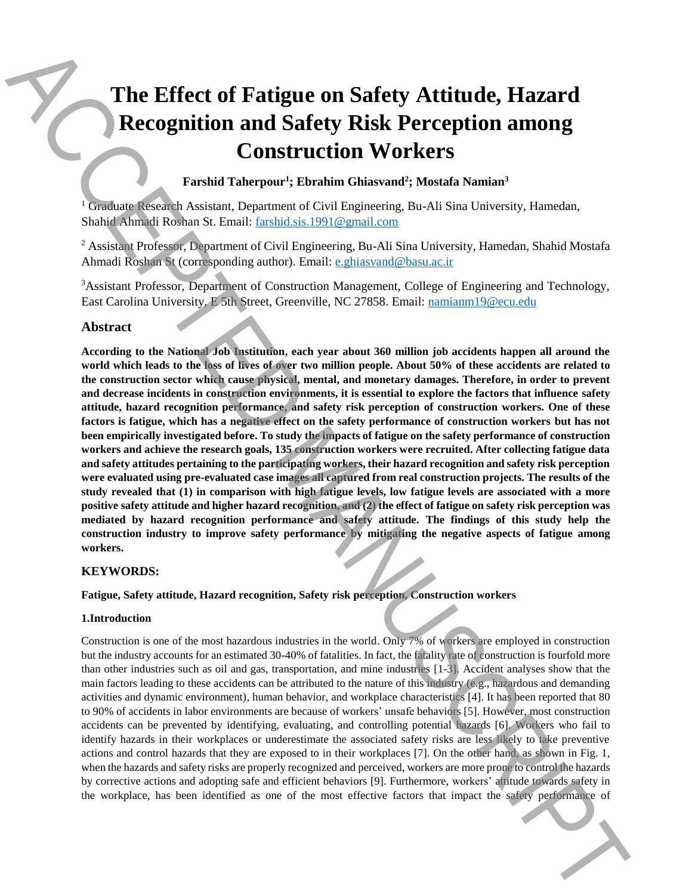# The Effect of Fatigue on Safety Attitude, Hazard Recognition and Safety Risk Perception among Construction Workers

**Farshid Taherpour[1]; Ebrahim Ghiasvand[2]; Mostafa Namian[3]**

[1] Graduate Research Assistant, Department of Civil Engineering, Bu-Ali Sina University, Hamedan, Shahid Ahmadi Roshan St. Email: farshid.sis.1991@gmail.com

[2] Assistant Professor, Department of Civil Engineering, Bu-Ali Sina University, Hamedan, Shahid Mostafa Ahmadi Roshan St (corresponding author). Email: e.ghiasvand@basu.ac.ir

[3] Assistant Professor, Department of Construction Management, College of Engineering and Technology, East Carolina University, E 5th Street, Greenville, NC 27858. Email: namianm19@ecu.edu

## Abstract

**According to the National Job Institution, each year about 360 million job accidents happen all around the world which leads to the loss of lives of over two million people. About 50% of these accidents are related to the construction sector which cause physical, mental, and monetary damages. Therefore, in order to prevent and decrease incidents in construction environments, it is essential to explore the factors that influence safety attitude, hazard recognition performance, and safety risk perception of construction workers. One of these factors is fatigue, which has a negative effect on the safety performance of construction workers but has not been empirically investigated before. To study the impacts of fatigue on the safety performance of construction workers and achieve the research goals, 135 construction workers were recruited. After collecting fatigue data and safety attitudes pertaining to the participating workers, their hazard recognition and safety risk perception were evaluated using pre-evaluated case images all captured from real construction projects. The results of the study revealed that (1) in comparison with high fatigue levels, low fatigue levels are associated with a more positive safety attitude and higher hazard recognition, and (2) the effect of fatigue on safety risk perception was mediated by hazard recognition performance and safety attitude. The findings of this study help the construction industry to improve safety performance by mitigating the negative aspects of fatigue among workers.**

### KEYWORDS:

**Fatigue, Safety attitude, Hazard recognition, Safety risk perception, Construction workers**

### 1.Introduction

Construction is one of the most hazardous industries in the world. Only 7% of workers are employed in construction but the industry accounts for an estimated 30-40% of fatalities. In fact, the fatality rate of construction is fourfold more than other industries such as oil and gas, transportation, and mine industries [1-3]. Accident analyses show that the main factors leading to these accidents can be attributed to the nature of this industry (e.g., hazardous and demanding activities and dynamic environment), human behavior, and workplace characteristics [4]. It has been reported that 80 to 90% of accidents in labor environments are because of workers' unsafe behaviors [5]. However, most construction accidents can be prevented by identifying, evaluating, and controlling potential hazards [6]. Workers who fail to identify hazards in their workplaces or underestimate the associated safety risks are less likely to take preventive actions and control hazards that they are exposed to in their workplaces [7]. On the other hand, as shown in Fig. 1, when the hazards and safety risks are properly recognized and perceived, workers are more prone to control the hazards by corrective actions and adopting safe and efficient behaviors [9]. Furthermore, workers' attitude towards safety in the workplace, has been identified as one of the most effective factors that impact the safety performance of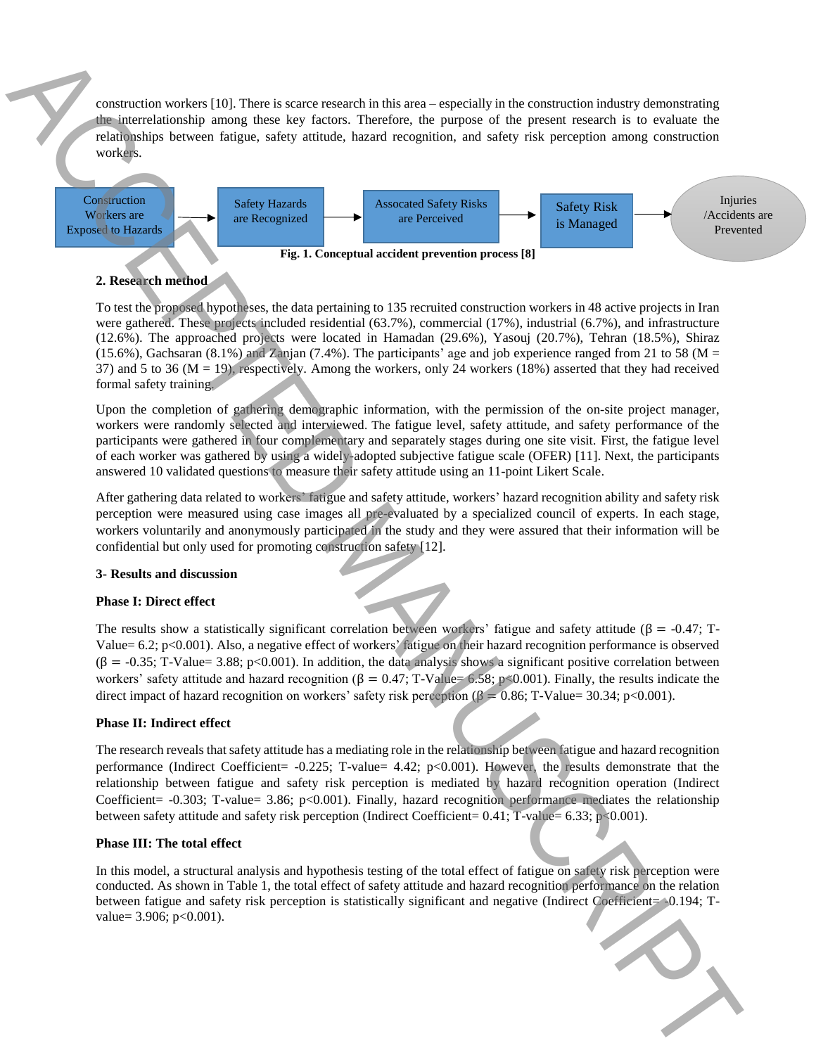construction workers [10]. There is scarce research in this area – especially in the construction industry demonstrating the interrelationship among these key factors. Therefore, the purpose of the present research is to evaluate the relationships between fatigue, safety attitude, hazard recognition, and safety risk perception among construction workers.

Construction Workers are Exposed to Hazards → Safety Hazards are Recognized → Assocated Safety Risks are Perceived → Safety Risk is Managed → Injuries /Accidents are Prevented

**Fig. 1. Conceptual accident prevention process [8]**

**2. Research method**

To test the proposed hypotheses, the data pertaining to 135 recruited construction workers in 48 active projects in Iran were gathered. These projects included residential (63.7%), commercial (17%), industrial (6.7%), and infrastructure (12.6%). The approached projects were located in Hamadan (29.6%), Yasouj (20.7%), Tehran (18.5%), Shiraz (15.6%), Gachsaran (8.1%) and Zanjan (7.4%). The participants' age and job experience ranged from 21 to 58 (M = 37) and 5 to 36 (M = 19), respectively. Among the workers, only 24 workers (18%) asserted that they had received formal safety training.

Upon the completion of gathering demographic information, with the permission of the on-site project manager, workers were randomly selected and interviewed. The fatigue level, safety attitude, and safety performance of the participants were gathered in four complementary and separately stages during one site visit. First, the fatigue level of each worker was gathered by using a widely-adopted subjective fatigue scale (OFER) [11]. Next, the participants answered 10 validated questions to measure their safety attitude using an 11-point Likert Scale.

After gathering data related to workers' fatigue and safety attitude, workers' hazard recognition ability and safety risk perception were measured using case images all pre-evaluated by a specialized council of experts. In each stage, workers voluntarily and anonymously participated in the study and they were assured that their information will be confidential but only used for promoting construction safety [12].

**3- Results and discussion**

**Phase I: Direct effect**

The results show a statistically significant correlation between workers' fatigue and safety attitude ($\beta = -0.47$; T-Value= 6.2; $p<0.001$). Also, a negative effect of workers' fatigue on their hazard recognition performance is observed ($\beta = -0.35$; T-Value= 3.88; $p<0.001$). In addition, the data analysis shows a significant positive correlation between workers' safety attitude and hazard recognition ($\beta = 0.47$; T-Value= 6.58; $p<0.001$). Finally, the results indicate the direct impact of hazard recognition on workers' safety risk perception ($\beta = 0.86$; T-Value= 30.34; $p<0.001$).

**Phase II: Indirect effect**

The research reveals that safety attitude has a mediating role in the relationship between fatigue and hazard recognition performance (Indirect Coefficient= -0.225; T-value= 4.42; $p<0.001$). However, the results demonstrate that the relationship between fatigue and safety risk perception is mediated by hazard recognition operation (Indirect Coefficient= -0.303; T-value= 3.86; $p<0.001$). Finally, hazard recognition performance mediates the relationship between safety attitude and safety risk perception (Indirect Coefficient= 0.41; T-value= 6.33; $p<0.001$).

**Phase III: The total effect**

In this model, a structural analysis and hypothesis testing of the total effect of fatigue on safety risk perception were conducted. As shown in Table 1, the total effect of safety attitude and hazard recognition performance on the relation between fatigue and safety risk perception is statistically significant and negative (Indirect Coefficient= -0.194; T-value= 3.906; $p<0.001$).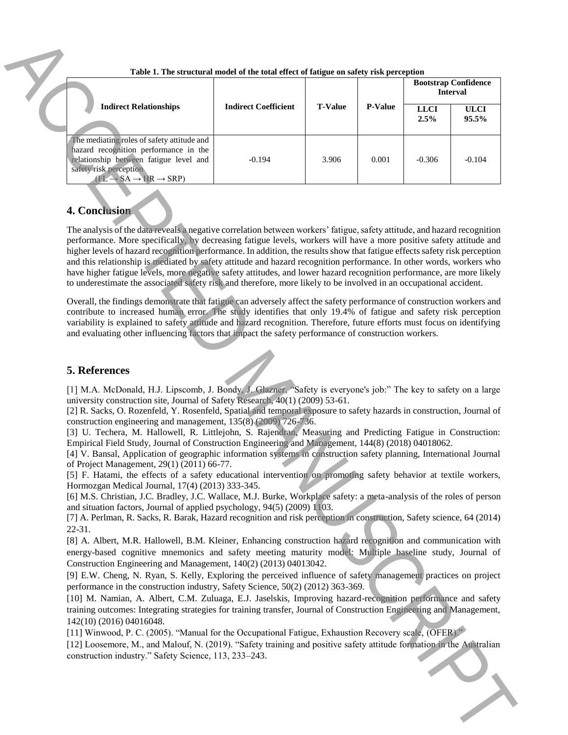**Table 1. The structural model of the total effect of fatigue on safety risk perception**

| Indirect Relationships | Indirect Coefficient | T-Value | P-Value | Bootstrap Confidence Interval | |
|---|---|---|---|---|---|
| | | | | LLCI 2.5% | ULCI 95.5% |
| The mediating roles of safety attitude and hazard recognition performance in the relationship between fatigue level and safety risk perception (FL → SA → HR → SRP) | -0.194 | 3.906 | 0.001 | -0.306 | -0.104 |

## 4. Conclusion

The analysis of the data reveals a negative correlation between workers' fatigue, safety attitude, and hazard recognition performance. More specifically, by decreasing fatigue levels, workers will have a more positive safety attitude and higher levels of hazard recognition performance. In addition, the results show that fatigue effects safety risk perception and this relationship is mediated by safety attitude and hazard recognition performance. In other words, workers who have higher fatigue levels, more negative safety attitudes, and lower hazard recognition performance, are more likely to underestimate the associated safety risk and therefore, more likely to be involved in an occupational accident.

Overall, the findings demonstrate that fatigue can adversely affect the safety performance of construction workers and contribute to increased human error. The study identifies that only 19.4% of fatigue and safety risk perception variability is explained to safety attitude and hazard recognition. Therefore, future efforts must focus on identifying and evaluating other influencing factors that impact the safety performance of construction workers.

## 5. References

[1] M.A. McDonald, H.J. Lipscomb, J. Bondy, J. Glazner, "Safety is everyone's job:" The key to safety on a large university construction site, Journal of Safety Research, 40(1) (2009) 53-61.

[2] R. Sacks, O. Rozenfeld, Y. Rosenfeld, Spatial and temporal exposure to safety hazards in construction, Journal of construction engineering and management, 135(8) (2009) 726-736.

[3] U. Techera, M. Hallowell, R. Littlejohn, S. Rajendran, Measuring and Predicting Fatigue in Construction: Empirical Field Study, Journal of Construction Engineering and Management, 144(8) (2018) 04018062.

[4] V. Bansal, Application of geographic information systems in construction safety planning, International Journal of Project Management, 29(1) (2011) 66-77.

[5] F. Hatami, the effects of a safety educational intervention on promoting safety behavior at textile workers, Hormozgan Medical Journal, 17(4) (2013) 333-345.

[6] M.S. Christian, J.C. Bradley, J.C. Wallace, M.J. Burke, Workplace safety: a meta-analysis of the roles of person and situation factors, Journal of applied psychology, 94(5) (2009) 1103.

[7] A. Perlman, R. Sacks, R. Barak, Hazard recognition and risk perception in construction, Safety science, 64 (2014) 22-31.

[8] A. Albert, M.R. Hallowell, B.M. Kleiner, Enhancing construction hazard recognition and communication with energy-based cognitive mnemonics and safety meeting maturity model: Multiple baseline study, Journal of Construction Engineering and Management, 140(2) (2013) 04013042.

[9] E.W. Cheng, N. Ryan, S. Kelly, Exploring the perceived influence of safety management practices on project performance in the construction industry, Safety Science, 50(2) (2012) 363-369.

[10] M. Namian, A. Albert, C.M. Zuluaga, E.J. Jaselskis, Improving hazard-recognition performance and safety training outcomes: Integrating strategies for training transfer, Journal of Construction Engineering and Management, 142(10) (2016) 04016048.

[11] Winwood, P. C. (2005). "Manual for the Occupational Fatigue, Exhaustion Recovery scale, (OFER)."

[12] Loosemore, M., and Malouf, N. (2019). "Safety training and positive safety attitude formation in the Australian construction industry." Safety Science, 113, 233–243.